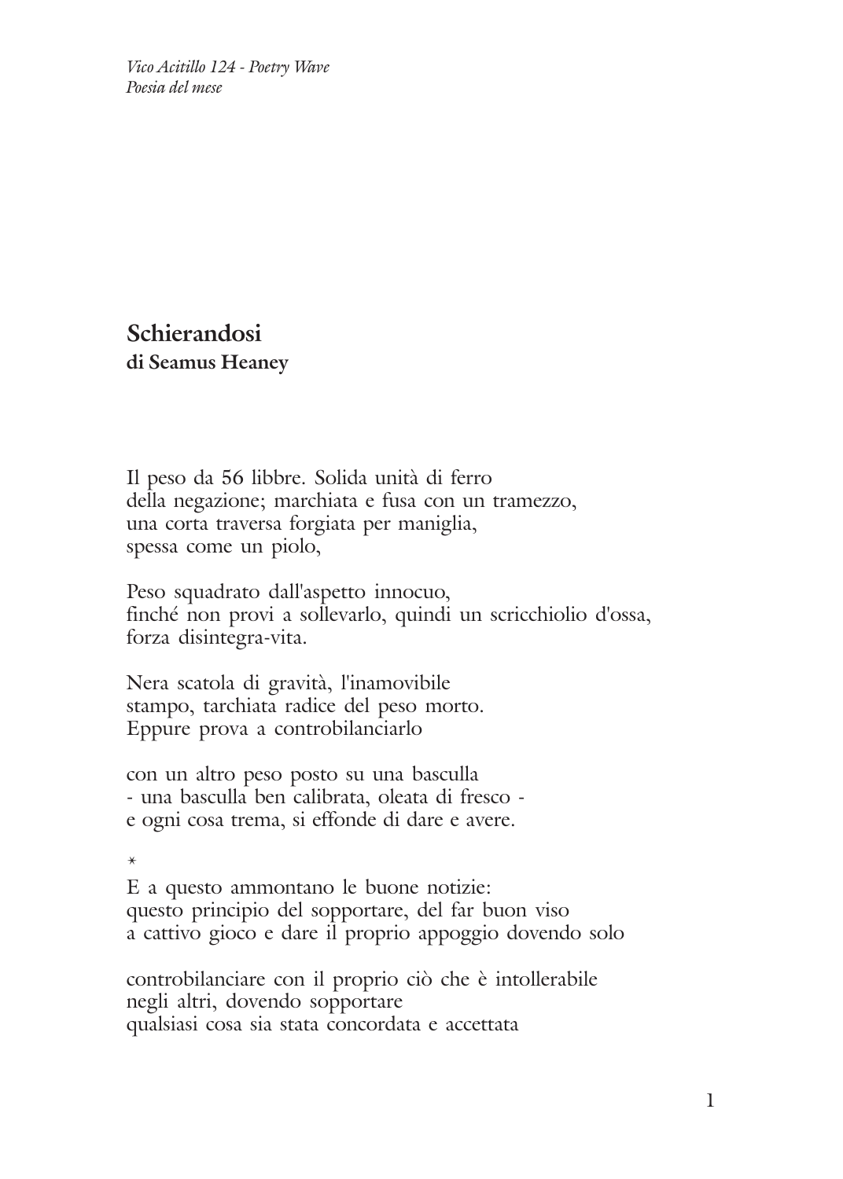*Vico Acitillo 124 - Poetry Wave*
*Poesia del mese*

## Schierandosi
### di Seamus Heaney

Il peso da 56 libbre. Solida unità di ferro
della negazione; marchiata e fusa con un tramezzo,
una corta traversa forgiata per maniglia,
spessa come un piolo,

Peso squadrato dall'aspetto innocuo,
finché non provi a sollevarlo, quindi un scricchiolio d'ossa,
forza disintegra-vita.

Nera scatola di gravità, l'inamovibile
stampo, tarchiata radice del peso morto.
Eppure prova a controbilanciarlo

con un altro peso posto su una basculla
- una basculla ben calibrata, oleata di fresco -
e ogni cosa trema, si effonde di dare e avere.

*

E a questo ammontano le buone notizie:
questo principio del sopportare, del far buon viso
a cattivo gioco e dare il proprio appoggio dovendo solo

controbilanciare con il proprio ciò che è intollerabile
negli altri, dovendo sopportare
qualsiasi cosa sia stata concordata e accettata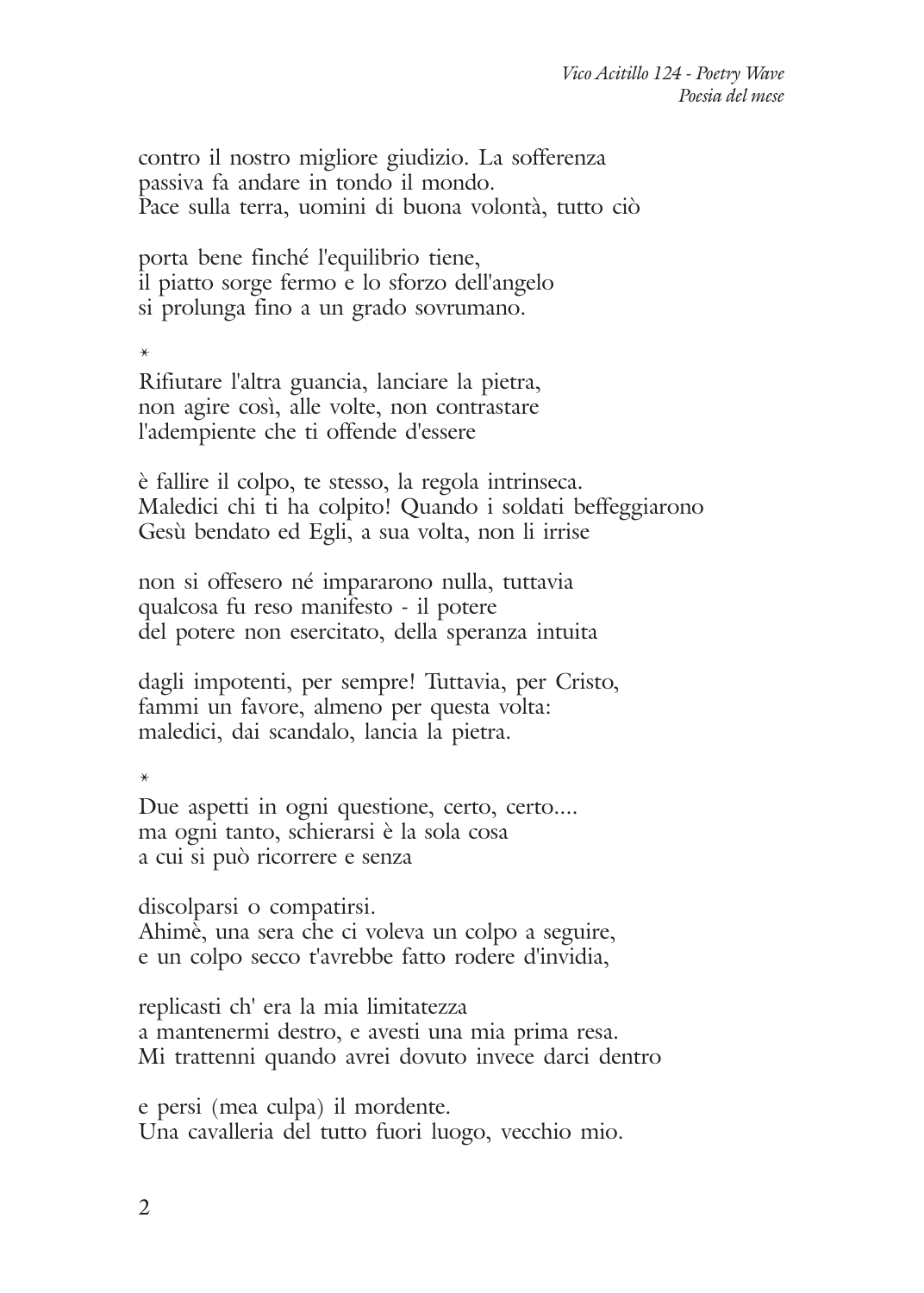contro il nostro migliore giudizio. La sofferenza
passiva fa andare in tondo il mondo.
Pace sulla terra, uomini di buona volontà, tutto ciò

porta bene finché l'equilibrio tiene,
il piatto sorge fermo e lo sforzo dell'angelo
si prolunga fino a un grado sovrumano.

*

Rifiutare l'altra guancia, lanciare la pietra,
non agire così, alle volte, non contrastare
l'adempiente che ti offende d'essere

è fallire il colpo, te stesso, la regola intrinseca.
Maledici chi ti ha colpito! Quando i soldati beffeggiarono
Gesù bendato ed Egli, a sua volta, non li irrise

non si offesero né impararono nulla, tuttavia
qualcosa fu reso manifesto - il potere
del potere non esercitato, della speranza intuita

dagli impotenti, per sempre! Tuttavia, per Cristo,
fammi un favore, almeno per questa volta:
maledici, dai scandalo, lancia la pietra.

*

Due aspetti in ogni questione, certo, certo....
ma ogni tanto, schierarsi è la sola cosa
a cui si può ricorrere e senza

discolparsi o compatirsi.
Ahimè, una sera che ci voleva un colpo a seguire,
e un colpo secco t'avrebbe fatto rodere d'invidia,

replicasti ch' era la mia limitatezza
a mantenermi destro, e avesti una mia prima resa.
Mi trattenni quando avrei dovuto invece darci dentro

e persi (mea culpa) il mordente.
Una cavalleria del tutto fuori luogo, vecchio mio.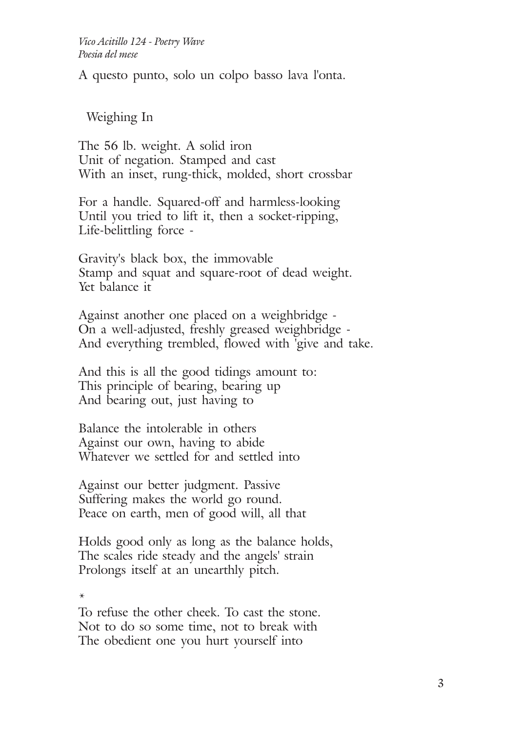A questo punto, solo un colpo basso lava l'onta.

## Weighing In

The 56 lb. weight. A solid iron  
Unit of negation. Stamped and cast  
With an inset, rung-thick, molded, short crossbar

For a handle. Squared-off and harmless-looking  
Until you tried to lift it, then a socket-ripping,  
Life-belittling force -

Gravity's black box, the immovable  
Stamp and squat and square-root of dead weight.  
Yet balance it

Against another one placed on a weighbridge -  
On a well-adjusted, freshly greased weighbridge -  
And everything trembled, flowed with 'give and take.

And this is all the good tidings amount to:  
This principle of bearing, bearing up  
And bearing out, just having to

Balance the intolerable in others  
Against our own, having to abide  
Whatever we settled for and settled into

Against our better judgment. Passive  
Suffering makes the world go round.  
Peace on earth, men of good will, all that

Holds good only as long as the balance holds,  
The scales ride steady and the angels' strain  
Prolongs itself at an unearthly pitch.

*

To refuse the other cheek. To cast the stone.  
Not to do so some time, not to break with  
The obedient one you hurt yourself into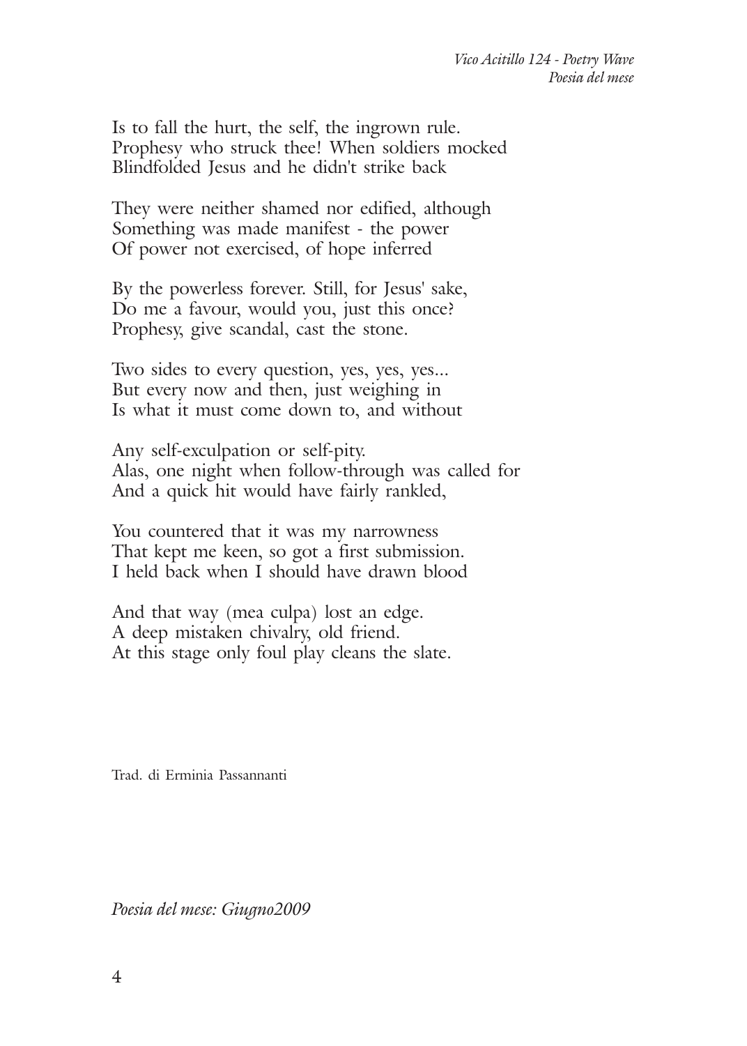Is to fall the hurt, the self, the ingrown rule.  
Prophesy who struck thee! When soldiers mocked  
Blindfolded Jesus and he didn't strike back

They were neither shamed nor edified, although  
Something was made manifest - the power  
Of power not exercised, of hope inferred

By the powerless forever. Still, for Jesus' sake,  
Do me a favour, would you, just this once?  
Prophesy, give scandal, cast the stone.

Two sides to every question, yes, yes, yes...  
But every now and then, just weighing in  
Is what it must come down to, and without

Any self-exculpation or self-pity.  
Alas, one night when follow-through was called for  
And a quick hit would have fairly rankled,

You countered that it was my narrowness  
That kept me keen, so got a first submission.  
I held back when I should have drawn blood

And that way (mea culpa) lost an edge.  
A deep mistaken chivalry, old friend.  
At this stage only foul play cleans the slate.

Trad. di Erminia Passannanti

*Poesia del mese: Giugno2009*